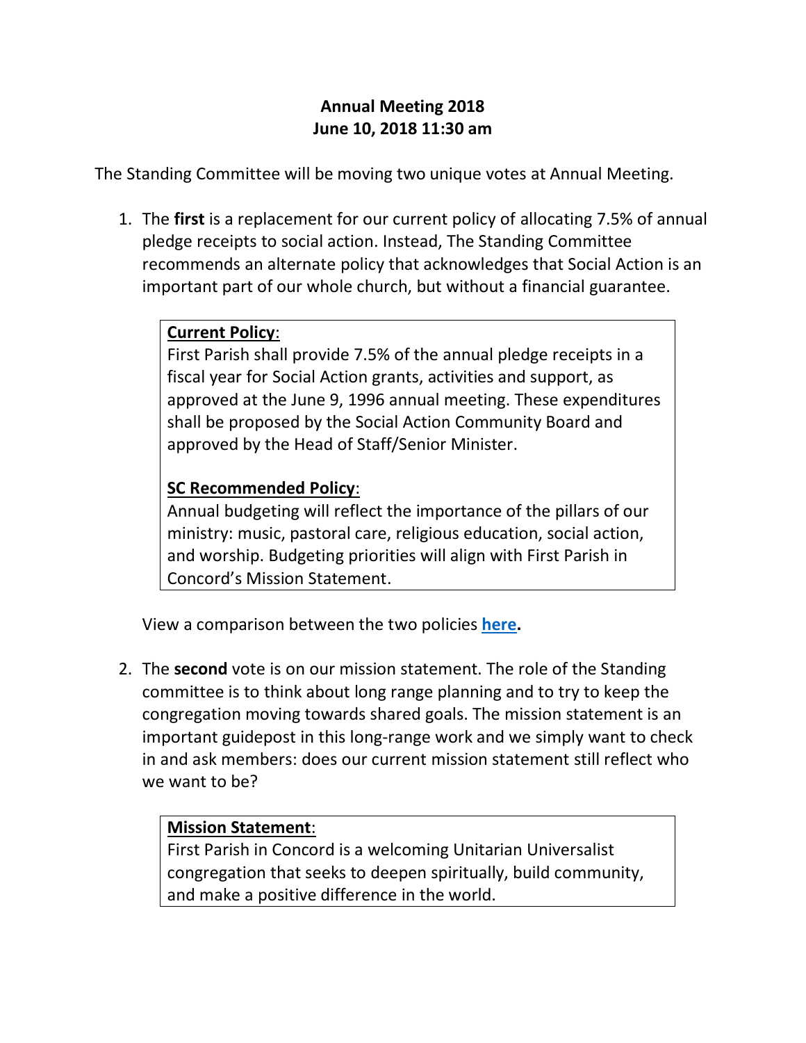# Annual Meeting 2018
## June 10, 2018 11:30 am

The Standing Committee will be moving two unique votes at Annual Meeting.

1. The **first** is a replacement for our current policy of allocating 7.5% of annual pledge receipts to social action. Instead, The Standing Committee recommends an alternate policy that acknowledges that Social Action is an important part of our whole church, but without a financial guarantee.

   > **Current Policy**:
   > First Parish shall provide 7.5% of the annual pledge receipts in a fiscal year for Social Action grants, activities and support, as approved at the June 9, 1996 annual meeting. These expenditures shall be proposed by the Social Action Community Board and approved by the Head of Staff/Senior Minister.
   >
   > **SC Recommended Policy**:
   > Annual budgeting will reflect the importance of the pillars of our ministry: music, pastoral care, religious education, social action, and worship. Budgeting priorities will align with First Parish in Concord's Mission Statement.

   View a comparison between the two policies **here.**

2. The **second** vote is on our mission statement. The role of the Standing committee is to think about long range planning and to try to keep the congregation moving towards shared goals. The mission statement is an important guidepost in this long-range work and we simply want to check in and ask members: does our current mission statement still reflect who we want to be?

   > **Mission Statement**:
   > First Parish in Concord is a welcoming Unitarian Universalist congregation that seeks to deepen spiritually, build community, and make a positive difference in the world.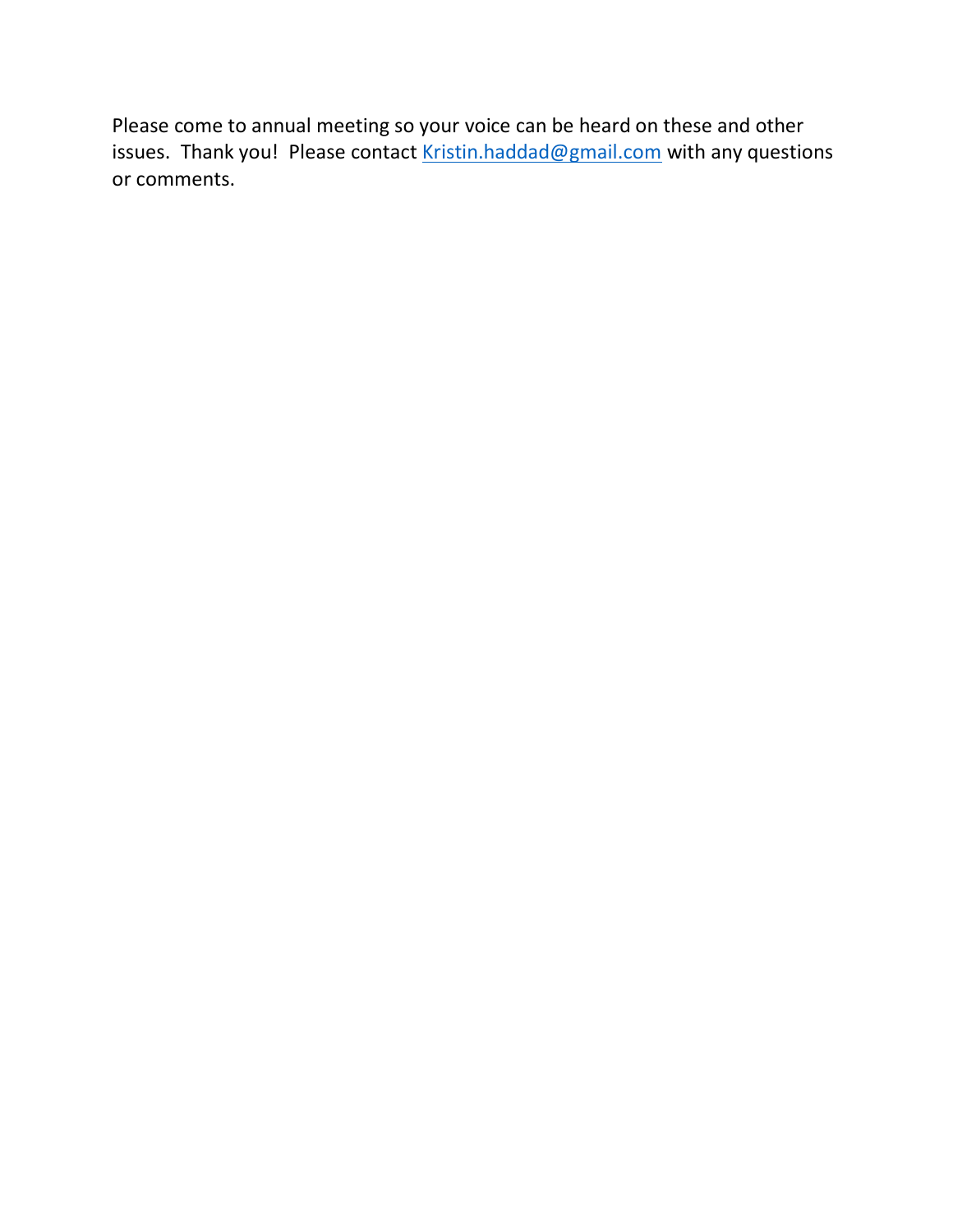Please come to annual meeting so your voice can be heard on these and other issues. Thank you! Please contact [Kristin.haddad@gmail.com](mailto:Kristin.haddad@gmail.com) with any questions or comments.